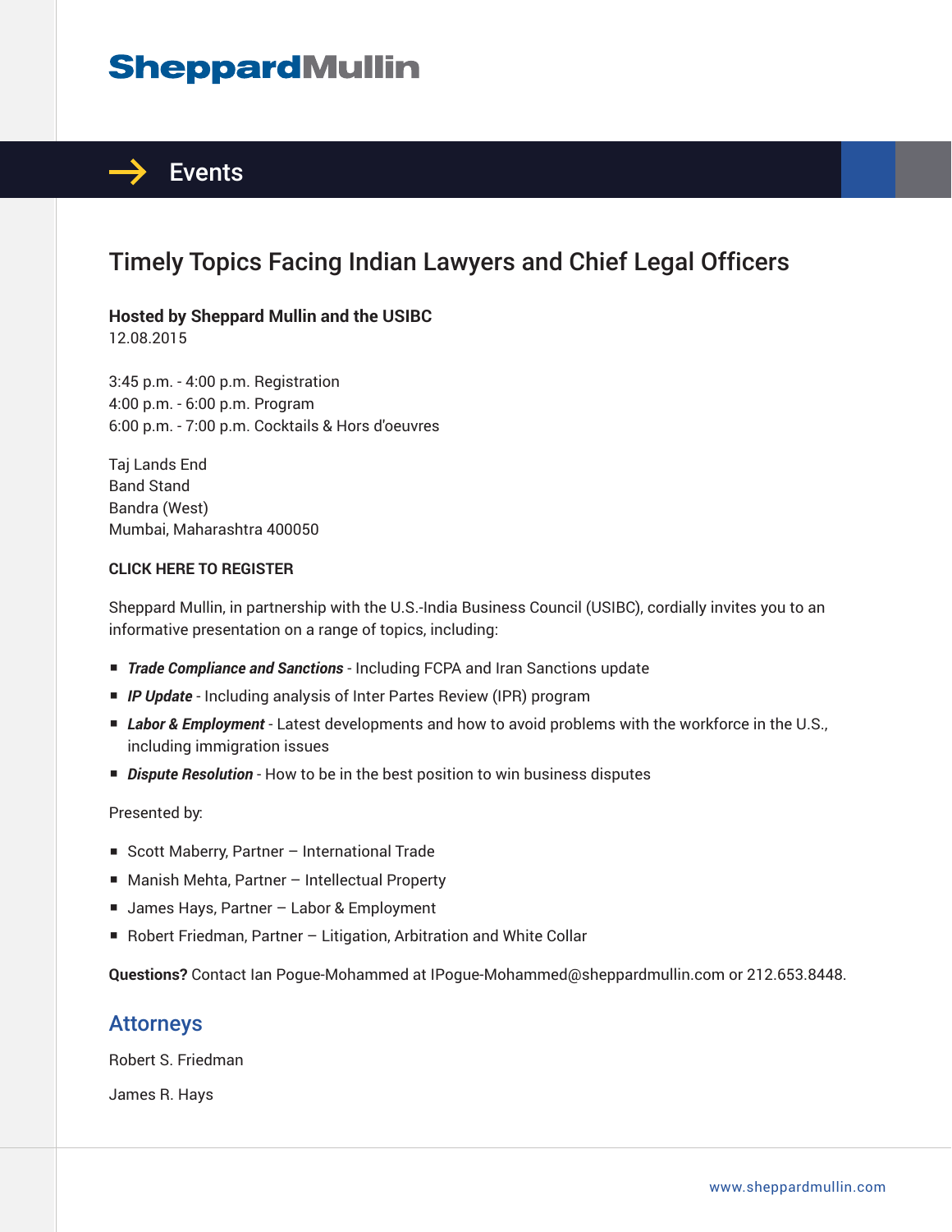# Sheppard Mullin

## Events

# Timely Topics Facing Indian Lawyers and Chief Legal Officers

**Hosted by Sheppard Mullin and the USIBC**
12.08.2015

3:45 p.m. - 4:00 p.m. Registration
4:00 p.m. - 6:00 p.m. Program
6:00 p.m. - 7:00 p.m. Cocktails & Hors d'oeuvres

Taj Lands End
Band Stand
Bandra (West)
Mumbai, Maharashtra 400050

**CLICK HERE TO REGISTER**

Sheppard Mullin, in partnership with the U.S.-India Business Council (USIBC), cordially invites you to an informative presentation on a range of topics, including:

- ***Trade Compliance and Sanctions*** - Including FCPA and Iran Sanctions update
- ***IP Update*** - Including analysis of Inter Partes Review (IPR) program
- ***Labor & Employment*** - Latest developments and how to avoid problems with the workforce in the U.S., including immigration issues
- ***Dispute Resolution*** - How to be in the best position to win business disputes

Presented by:

- Scott Maberry, Partner – International Trade
- Manish Mehta, Partner – Intellectual Property
- James Hays, Partner – Labor & Employment
- Robert Friedman, Partner – Litigation, Arbitration and White Collar

**Questions?** Contact Ian Pogue-Mohammed at IPogue-Mohammed@sheppardmullin.com or 212.653.8448.

## Attorneys

Robert S. Friedman

James R. Hays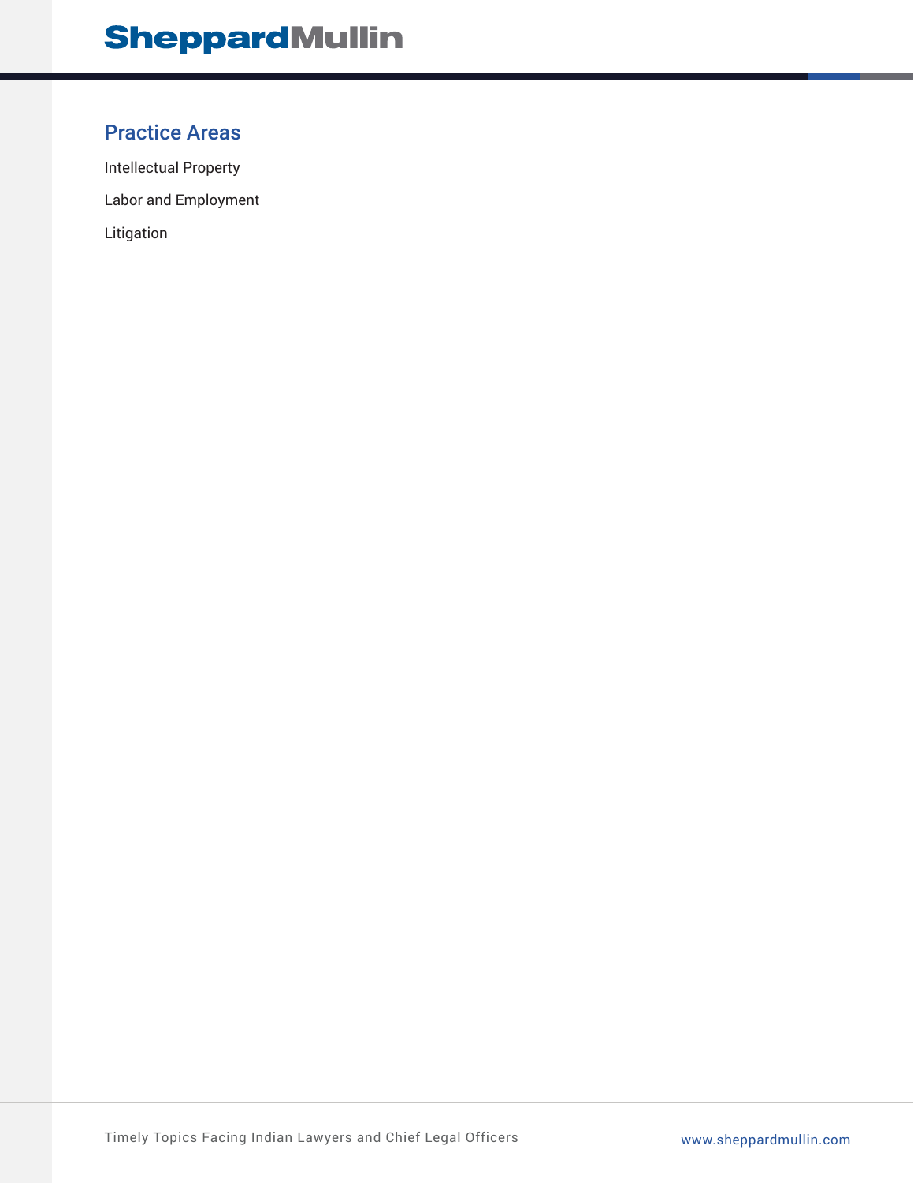## Practice Areas

Intellectual Property

Labor and Employment

Litigation